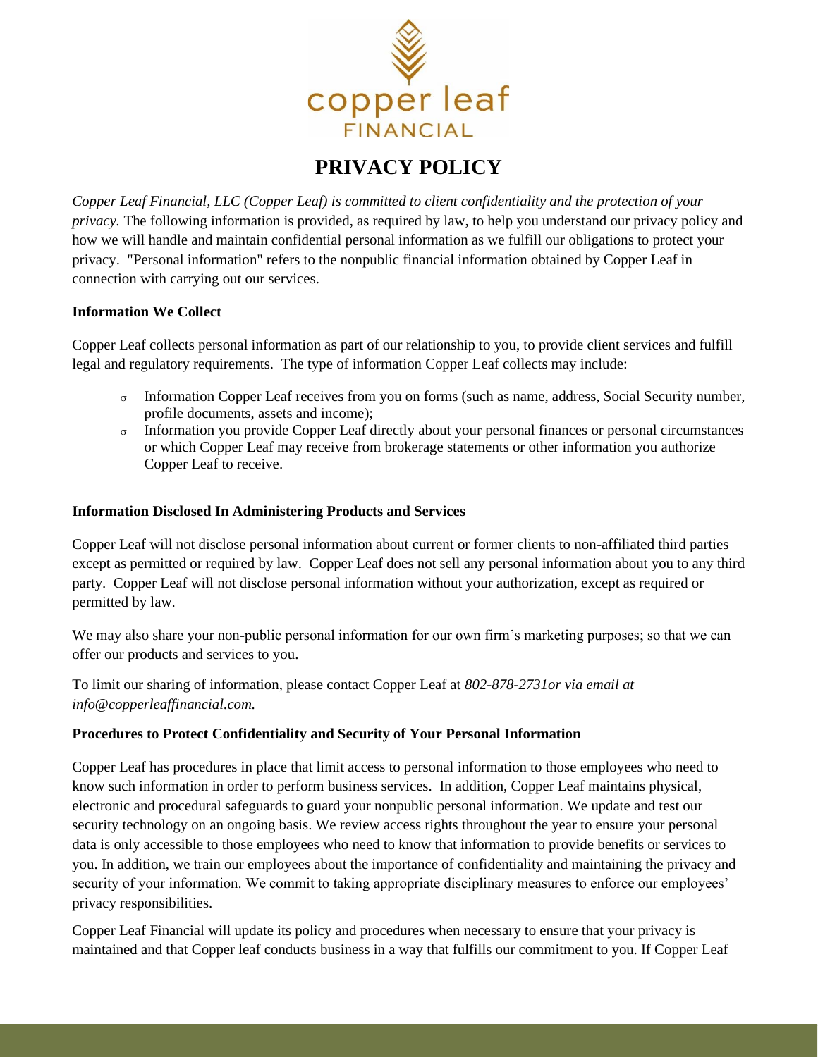copper leaf
FINANCIAL

# PRIVACY POLICY

*Copper Leaf Financial, LLC (Copper Leaf) is committed to client confidentiality and the protection of your privacy.* The following information is provided, as required by law, to help you understand our privacy policy and how we will handle and maintain confidential personal information as we fulfill our obligations to protect your privacy. "Personal information" refers to the nonpublic financial information obtained by Copper Leaf in connection with carrying out our services.

**Information We Collect**

Copper Leaf collects personal information as part of our relationship to you, to provide client services and fulfill legal and regulatory requirements. The type of information Copper Leaf collects may include:

- Information Copper Leaf receives from you on forms (such as name, address, Social Security number, profile documents, assets and income);
- Information you provide Copper Leaf directly about your personal finances or personal circumstances or which Copper Leaf may receive from brokerage statements or other information you authorize Copper Leaf to receive.

**Information Disclosed In Administering Products and Services**

Copper Leaf will not disclose personal information about current or former clients to non-affiliated third parties except as permitted or required by law. Copper Leaf does not sell any personal information about you to any third party. Copper Leaf will not disclose personal information without your authorization, except as required or permitted by law.

We may also share your non-public personal information for our own firm's marketing purposes; so that we can offer our products and services to you.

To limit our sharing of information, please contact Copper Leaf at *802-878-2731or via email at info@copperleaffinancial.com.*

**Procedures to Protect Confidentiality and Security of Your Personal Information**

Copper Leaf has procedures in place that limit access to personal information to those employees who need to know such information in order to perform business services. In addition, Copper Leaf maintains physical, electronic and procedural safeguards to guard your nonpublic personal information. We update and test our security technology on an ongoing basis. We review access rights throughout the year to ensure your personal data is only accessible to those employees who need to know that information to provide benefits or services to you. In addition, we train our employees about the importance of confidentiality and maintaining the privacy and security of your information. We commit to taking appropriate disciplinary measures to enforce our employees' privacy responsibilities.

Copper Leaf Financial will update its policy and procedures when necessary to ensure that your privacy is maintained and that Copper leaf conducts business in a way that fulfills our commitment to you. If Copper Leaf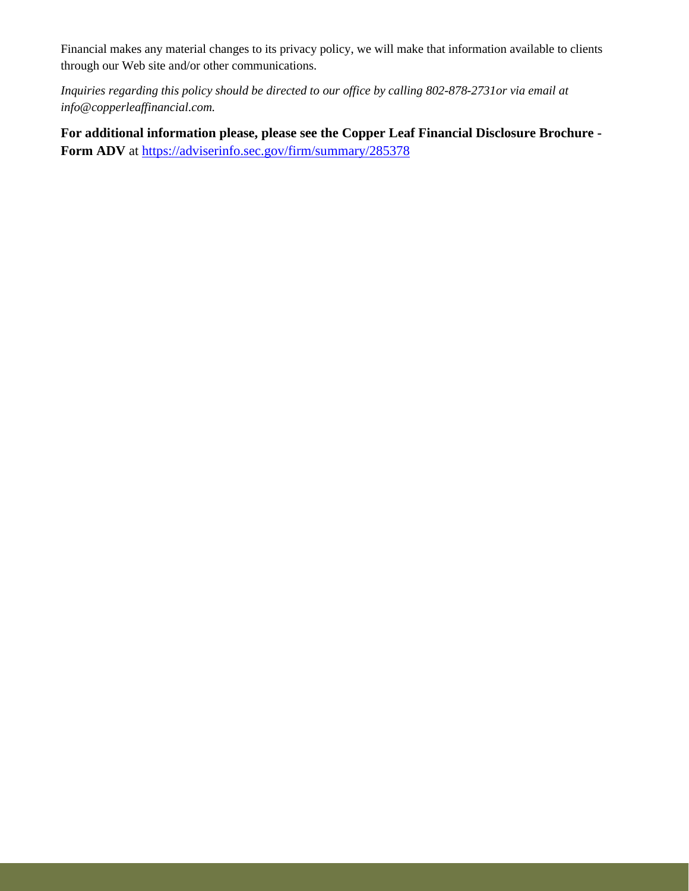Financial makes any material changes to its privacy policy, we will make that information available to clients through our Web site and/or other communications.

*Inquiries regarding this policy should be directed to our office by calling 802-878-2731or via email at info@copperleaffinancial.com.*

**For additional information please, please see the Copper Leaf Financial Disclosure Brochure - Form ADV** at [https://adviserinfo.sec.gov/firm/summary/285378](https://adviserinfo.sec.gov/firm/summary/285378)